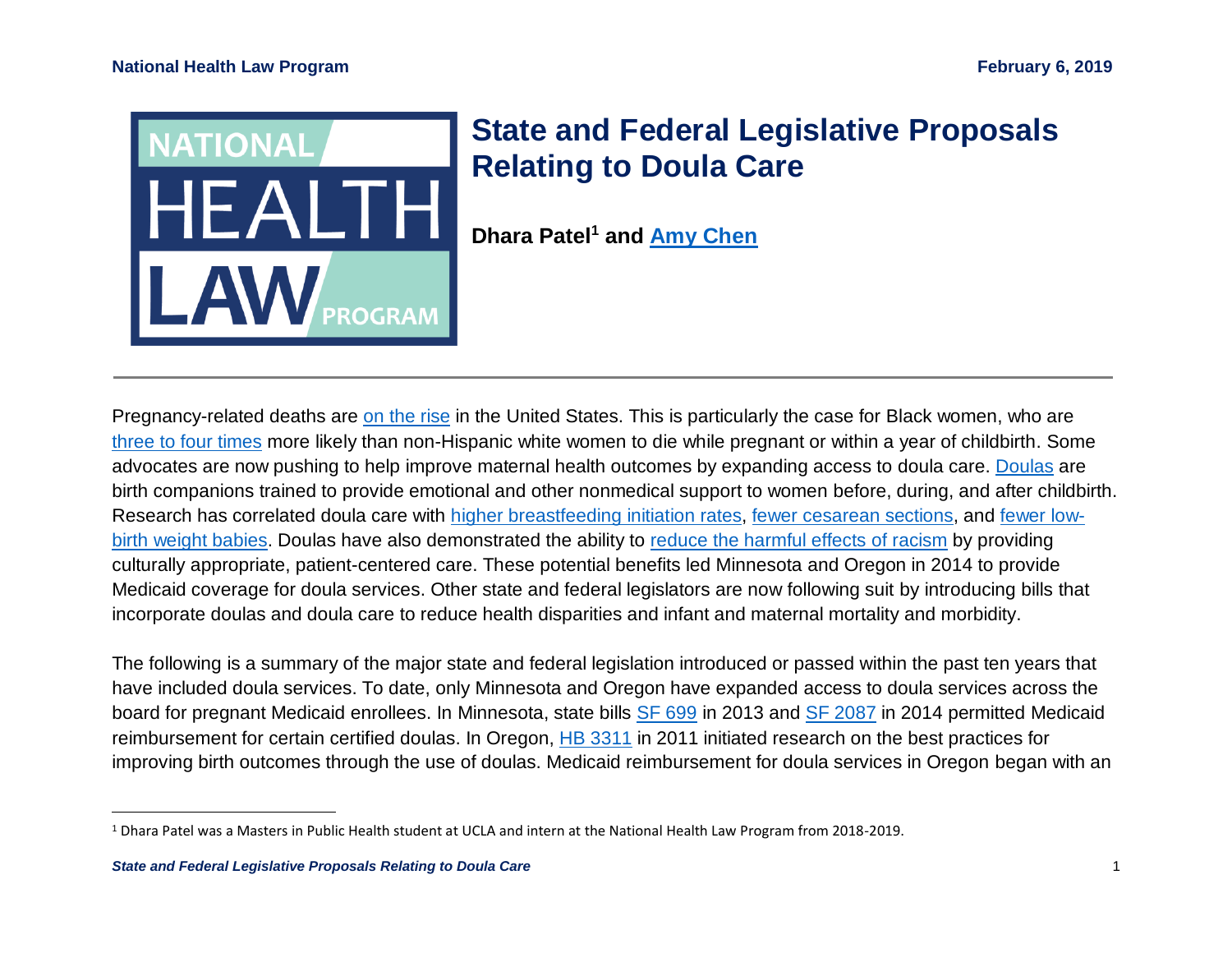# State and Federal Legislative Proposals Relating to Doula Care

**Dhara Patel[1] and Amy Chen**

Pregnancy-related deaths are on the rise in the United States. This is particularly the case for Black women, who are three to four times more likely than non-Hispanic white women to die while pregnant or within a year of childbirth. Some advocates are now pushing to help improve maternal health outcomes by expanding access to doula care. Doulas are birth companions trained to provide emotional and other nonmedical support to women before, during, and after childbirth. Research has correlated doula care with higher breastfeeding initiation rates, fewer cesarean sections, and fewer low-birth weight babies. Doulas have also demonstrated the ability to reduce the harmful effects of racism by providing culturally appropriate, patient-centered care. These potential benefits led Minnesota and Oregon in 2014 to provide Medicaid coverage for doula services. Other state and federal legislators are now following suit by introducing bills that incorporate doulas and doula care to reduce health disparities and infant and maternal mortality and morbidity.

The following is a summary of the major state and federal legislation introduced or passed within the past ten years that have included doula services. To date, only Minnesota and Oregon have expanded access to doula services across the board for pregnant Medicaid enrollees. In Minnesota, state bills SF 699 in 2013 and SF 2087 in 2014 permitted Medicaid reimbursement for certain certified doulas. In Oregon, HB 3311 in 2011 initiated research on the best practices for improving birth outcomes through the use of doulas. Medicaid reimbursement for doula services in Oregon began with an

[1] Dhara Patel was a Masters in Public Health student at UCLA and intern at the National Health Law Program from 2018-2019.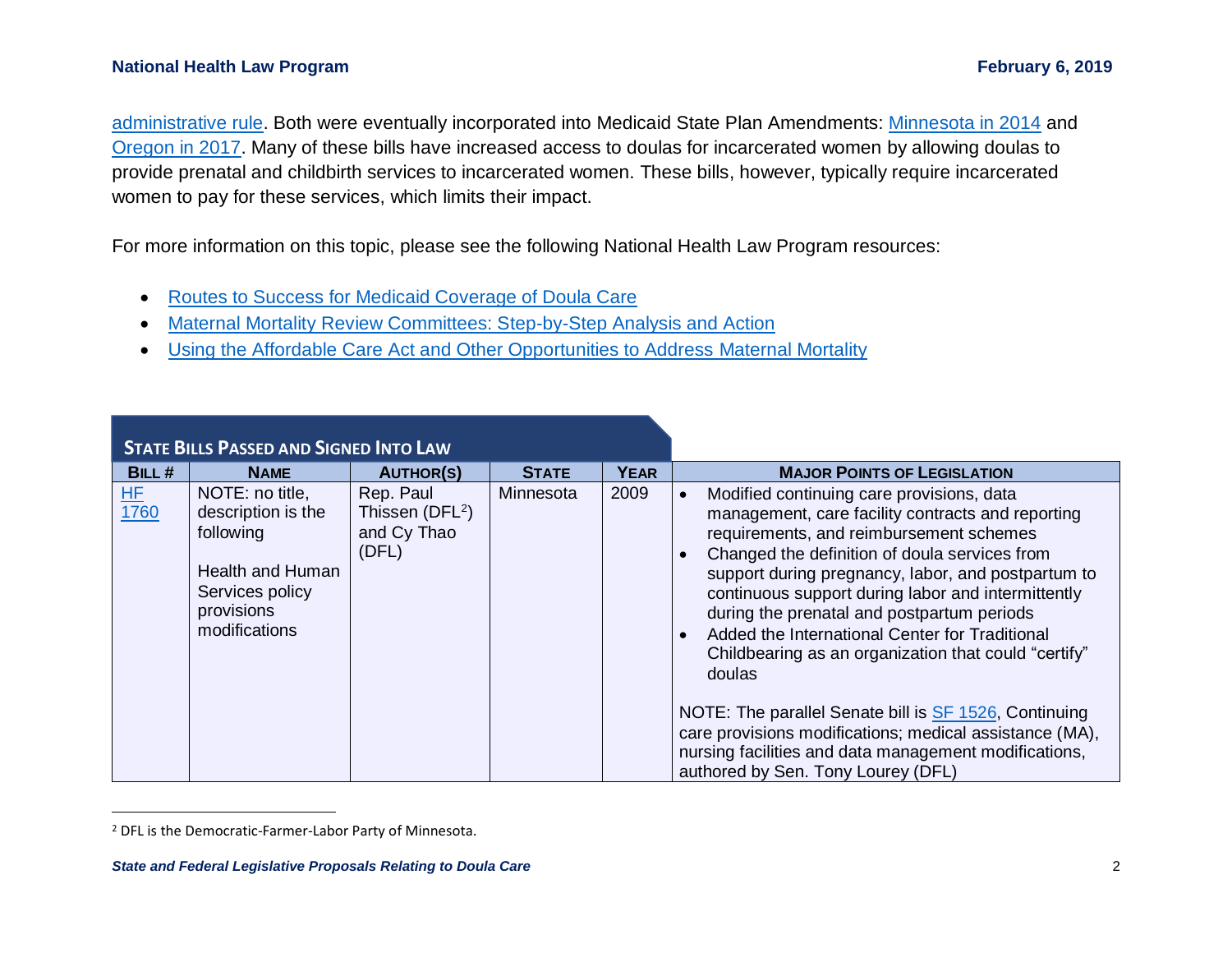administrative rule. Both were eventually incorporated into Medicaid State Plan Amendments: Minnesota in 2014 and Oregon in 2017. Many of these bills have increased access to doulas for incarcerated women by allowing doulas to provide prenatal and childbirth services to incarcerated women. These bills, however, typically require incarcerated women to pay for these services, which limits their impact.

For more information on this topic, please see the following National Health Law Program resources:

- Routes to Success for Medicaid Coverage of Doula Care
- Maternal Mortality Review Committees: Step-by-Step Analysis and Action
- Using the Affordable Care Act and Other Opportunities to Address Maternal Mortality

## State Bills Passed and Signed Into Law

| Bill # | Name | Author(s) | State | Year | Major Points of Legislation |
|---|---|---|---|---|---|
| HF 1760 | NOTE: no title, description is the following<br><br>Health and Human Services policy provisions modifications | Rep. Paul Thissen (DFL[2]) and Cy Thao (DFL) | Minnesota | 2009 | • Modified continuing care provisions, data management, care facility contracts and reporting requirements, and reimbursement schemes<br>• Changed the definition of doula services from support during pregnancy, labor, and postpartum to continuous support during labor and intermittently during the prenatal and postpartum periods<br>• Added the International Center for Traditional Childbearing as an organization that could "certify" doulas<br><br>NOTE: The parallel Senate bill is SF 1526, Continuing care provisions modifications; medical assistance (MA), nursing facilities and data management modifications, authored by Sen. Tony Lourey (DFL) |

[2] DFL is the Democratic-Farmer-Labor Party of Minnesota.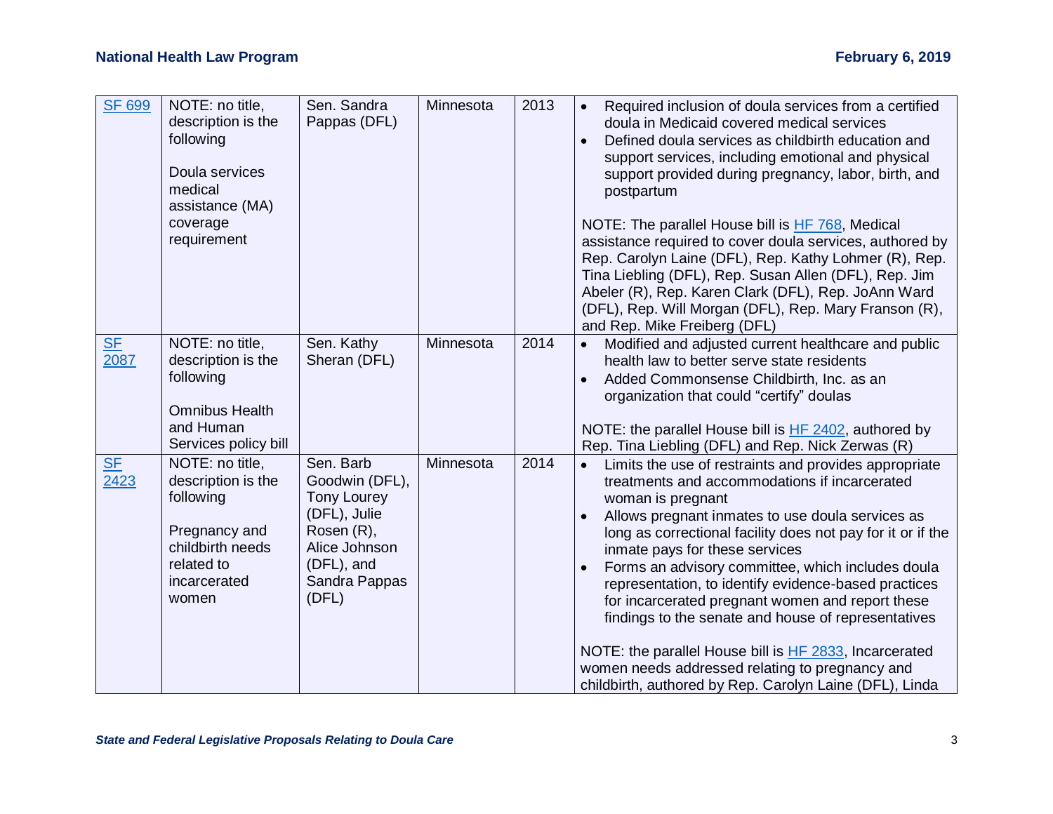| SF 699 | NOTE: no title, description is the following<br><br>Doula services medical assistance (MA) coverage requirement | Sen. Sandra Pappas (DFL) | Minnesota | 2013 | • Required inclusion of doula services from a certified doula in Medicaid covered medical services<br>• Defined doula services as childbirth education and support services, including emotional and physical support provided during pregnancy, labor, birth, and postpartum<br><br>NOTE: The parallel House bill is HF 768, Medical assistance required to cover doula services, authored by Rep. Carolyn Laine (DFL), Rep. Kathy Lohmer (R), Rep. Tina Liebling (DFL), Rep. Susan Allen (DFL), Rep. Jim Abeler (R), Rep. Karen Clark (DFL), Rep. JoAnn Ward (DFL), Rep. Will Morgan (DFL), Rep. Mary Franson (R), and Rep. Mike Freiberg (DFL) |
|---|---|---|---|---|---|
| SF 2087 | NOTE: no title, description is the following<br><br>Omnibus Health and Human Services policy bill | Sen. Kathy Sheran (DFL) | Minnesota | 2014 | • Modified and adjusted current healthcare and public health law to better serve state residents<br>• Added Commonsense Childbirth, Inc. as an organization that could "certify" doulas<br><br>NOTE: the parallel House bill is HF 2402, authored by Rep. Tina Liebling (DFL) and Rep. Nick Zerwas (R) |
| SF 2423 | NOTE: no title, description is the following<br><br>Pregnancy and childbirth needs related to incarcerated women | Sen. Barb Goodwin (DFL), Tony Lourey (DFL), Julie Rosen (R), Alice Johnson (DFL), and Sandra Pappas (DFL) | Minnesota | 2014 | • Limits the use of restraints and provides appropriate treatments and accommodations if incarcerated woman is pregnant<br>• Allows pregnant inmates to use doula services as long as correctional facility does not pay for it or if the inmate pays for these services<br>• Forms an advisory committee, which includes doula representation, to identify evidence-based practices for incarcerated pregnant women and report these findings to the senate and house of representatives<br><br>NOTE: the parallel House bill is HF 2833, Incarcerated women needs addressed relating to pregnancy and childbirth, authored by Rep. Carolyn Laine (DFL), Linda |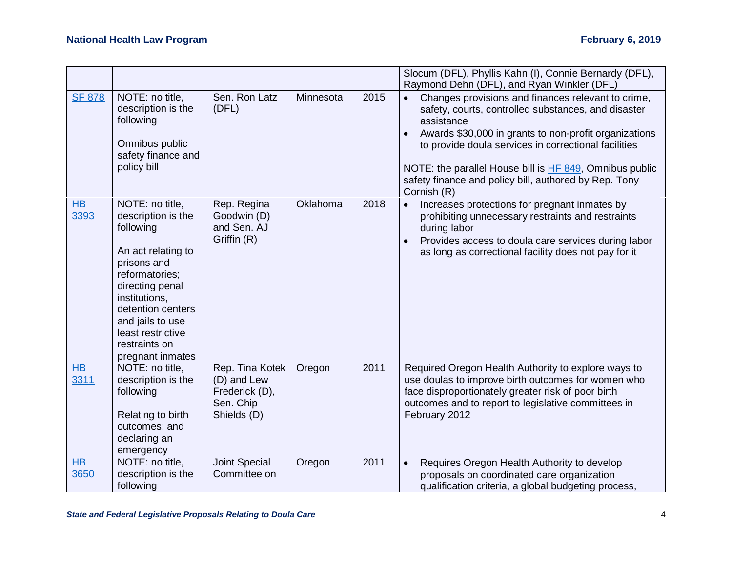| | | | | | |
|---|---|---|---|---|---|
| | | | | | Slocum (DFL), Phyllis Kahn (I), Connie Bernardy (DFL), Raymond Dehn (DFL), and Ryan Winkler (DFL) |
| SF 878 | NOTE: no title, description is the following<br><br>Omnibus public safety finance and policy bill | Sen. Ron Latz (DFL) | Minnesota | 2015 | • Changes provisions and finances relevant to crime, safety, courts, controlled substances, and disaster assistance<br>• Awards $30,000 in grants to non-profit organizations to provide doula services in correctional facilities<br><br>NOTE: the parallel House bill is HF 849, Omnibus public safety finance and policy bill, authored by Rep. Tony Cornish (R) |
| HB 3393 | NOTE: no title, description is the following<br><br>An act relating to prisons and reformatories; directing penal institutions, detention centers and jails to use least restrictive restraints on pregnant inmates | Rep. Regina Goodwin (D) and Sen. AJ Griffin (R) | Oklahoma | 2018 | • Increases protections for pregnant inmates by prohibiting unnecessary restraints and restraints during labor<br>• Provides access to doula care services during labor as long as correctional facility does not pay for it |
| HB 3311 | NOTE: no title, description is the following<br><br>Relating to birth outcomes; and declaring an emergency | Rep. Tina Kotek (D) and Lew Frederick (D), Sen. Chip Shields (D) | Oregon | 2011 | Required Oregon Health Authority to explore ways to use doulas to improve birth outcomes for women who face disproportionately greater risk of poor birth outcomes and to report to legislative committees in February 2012 |
| HB 3650 | NOTE: no title, description is the following | Joint Special Committee on | Oregon | 2011 | • Requires Oregon Health Authority to develop proposals on coordinated care organization qualification criteria, a global budgeting process, |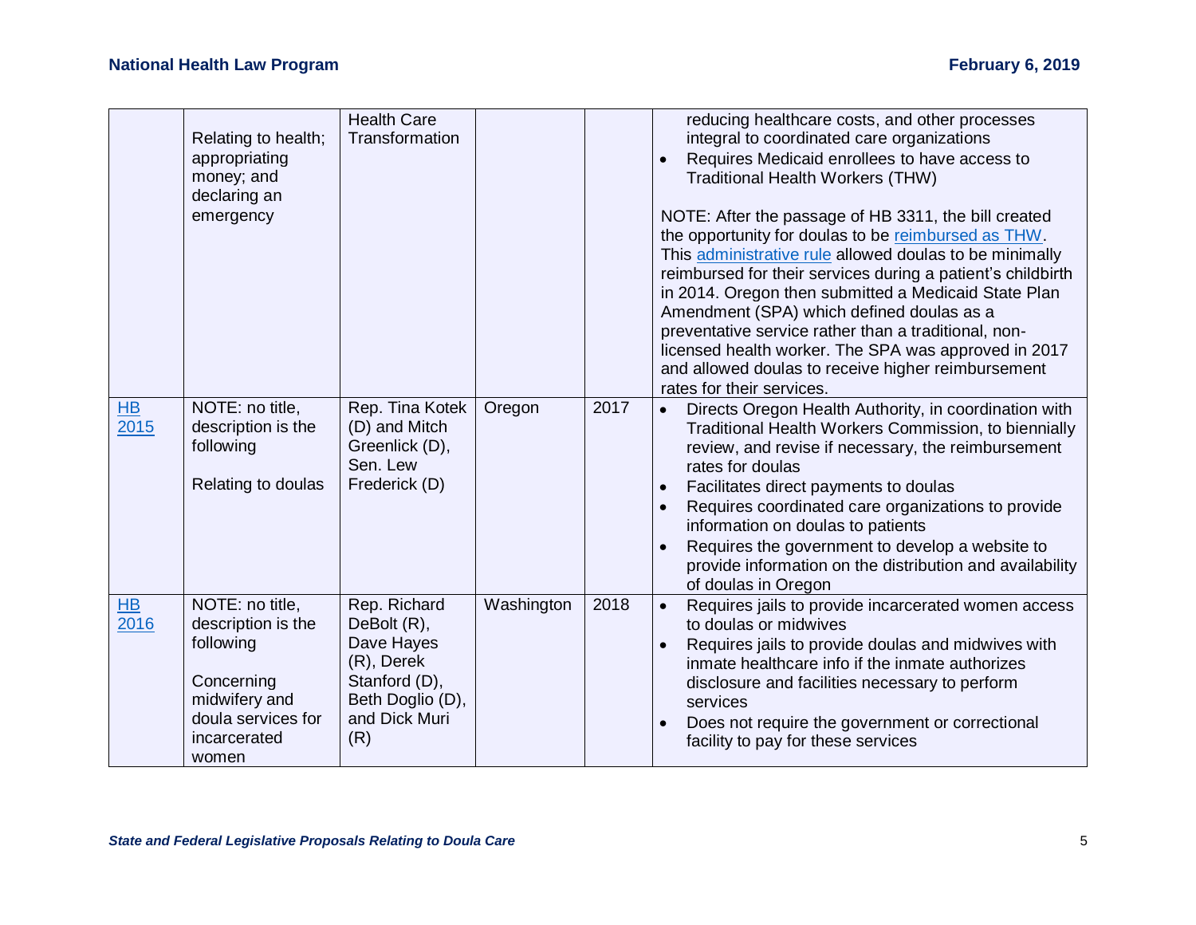| | | | | | |
|---|---|---|---|---|---|
| | Relating to health; appropriating money; and declaring an emergency | Health Care Transformation | | | • reducing healthcare costs, and other processes integral to coordinated care organizations<br>• Requires Medicaid enrollees to have access to Traditional Health Workers (THW)<br><br>NOTE: After the passage of HB 3311, the bill created the opportunity for doulas to be reimbursed as THW. This administrative rule allowed doulas to be minimally reimbursed for their services during a patient's childbirth in 2014. Oregon then submitted a Medicaid State Plan Amendment (SPA) which defined doulas as a preventative service rather than a traditional, non-licensed health worker. The SPA was approved in 2017 and allowed doulas to receive higher reimbursement rates for their services. |
| HB 2015 | NOTE: no title, description is the following<br><br>Relating to doulas | Rep. Tina Kotek (D) and Mitch Greenlick (D), Sen. Lew Frederick (D) | Oregon | 2017 | • Directs Oregon Health Authority, in coordination with Traditional Health Workers Commission, to biennially review, and revise if necessary, the reimbursement rates for doulas<br>• Facilitates direct payments to doulas<br>• Requires coordinated care organizations to provide information on doulas to patients<br>• Requires the government to develop a website to provide information on the distribution and availability of doulas in Oregon |
| HB 2016 | NOTE: no title, description is the following<br><br>Concerning midwifery and doula services for incarcerated women | Rep. Richard DeBolt (R), Dave Hayes (R), Derek Stanford (D), Beth Doglio (D), and Dick Muri (R) | Washington | 2018 | • Requires jails to provide incarcerated women access to doulas or midwives<br>• Requires jails to provide doulas and midwives with inmate healthcare info if the inmate authorizes disclosure and facilities necessary to perform services<br>• Does not require the government or correctional facility to pay for these services |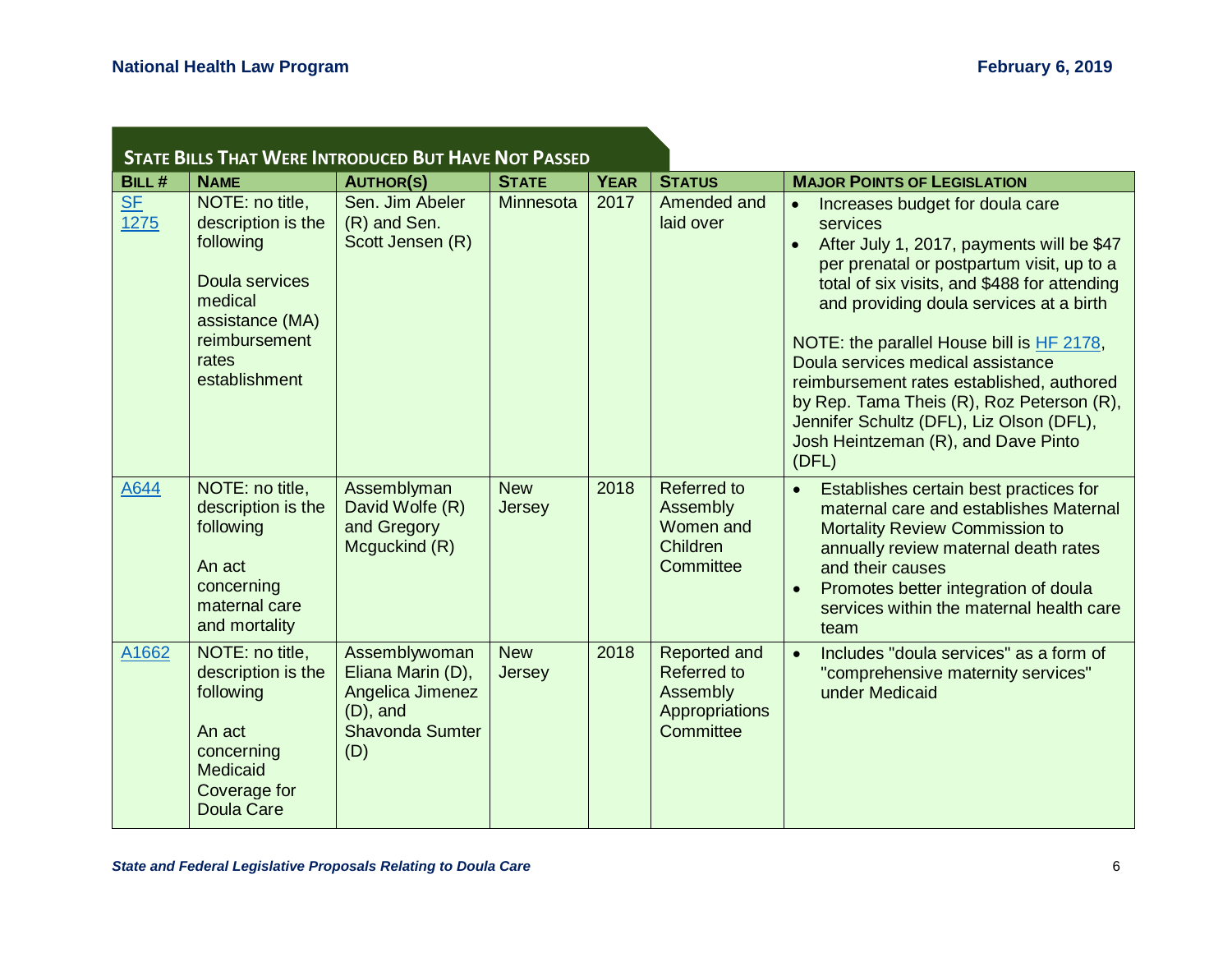## State Bills That Were Introduced But Have Not Passed

| Bill # | Name | Author(s) | State | Year | Status | Major Points of Legislation |
|---|---|---|---|---|---|---|
| SF 1275 | NOTE: no title, description is the following<br><br>Doula services medical assistance (MA) reimbursement rates establishment | Sen. Jim Abeler (R) and Sen. Scott Jensen (R) | Minnesota | 2017 | Amended and laid over | • Increases budget for doula care services<br>• After July 1, 2017, payments will be $47 per prenatal or postpartum visit, up to a total of six visits, and $488 for attending and providing doula services at a birth<br><br>NOTE: the parallel House bill is HF 2178, Doula services medical assistance reimbursement rates established, authored by Rep. Tama Theis (R), Roz Peterson (R), Jennifer Schultz (DFL), Liz Olson (DFL), Josh Heintzeman (R), and Dave Pinto (DFL) |
| A644 | NOTE: no title, description is the following<br><br>An act concerning maternal care and mortality | Assemblyman David Wolfe (R) and Gregory Mcguckind (R) | New Jersey | 2018 | Referred to Assembly Women and Children Committee | • Establishes certain best practices for maternal care and establishes Maternal Mortality Review Commission to annually review maternal death rates and their causes<br>• Promotes better integration of doula services within the maternal health care team |
| A1662 | NOTE: no title, description is the following<br><br>An act concerning Medicaid Coverage for Doula Care | Assemblywoman Eliana Marin (D), Angelica Jimenez (D), and Shavonda Sumter (D) | New Jersey | 2018 | Reported and Referred to Assembly Appropriations Committee | • Includes "doula services" as a form of "comprehensive maternity services" under Medicaid |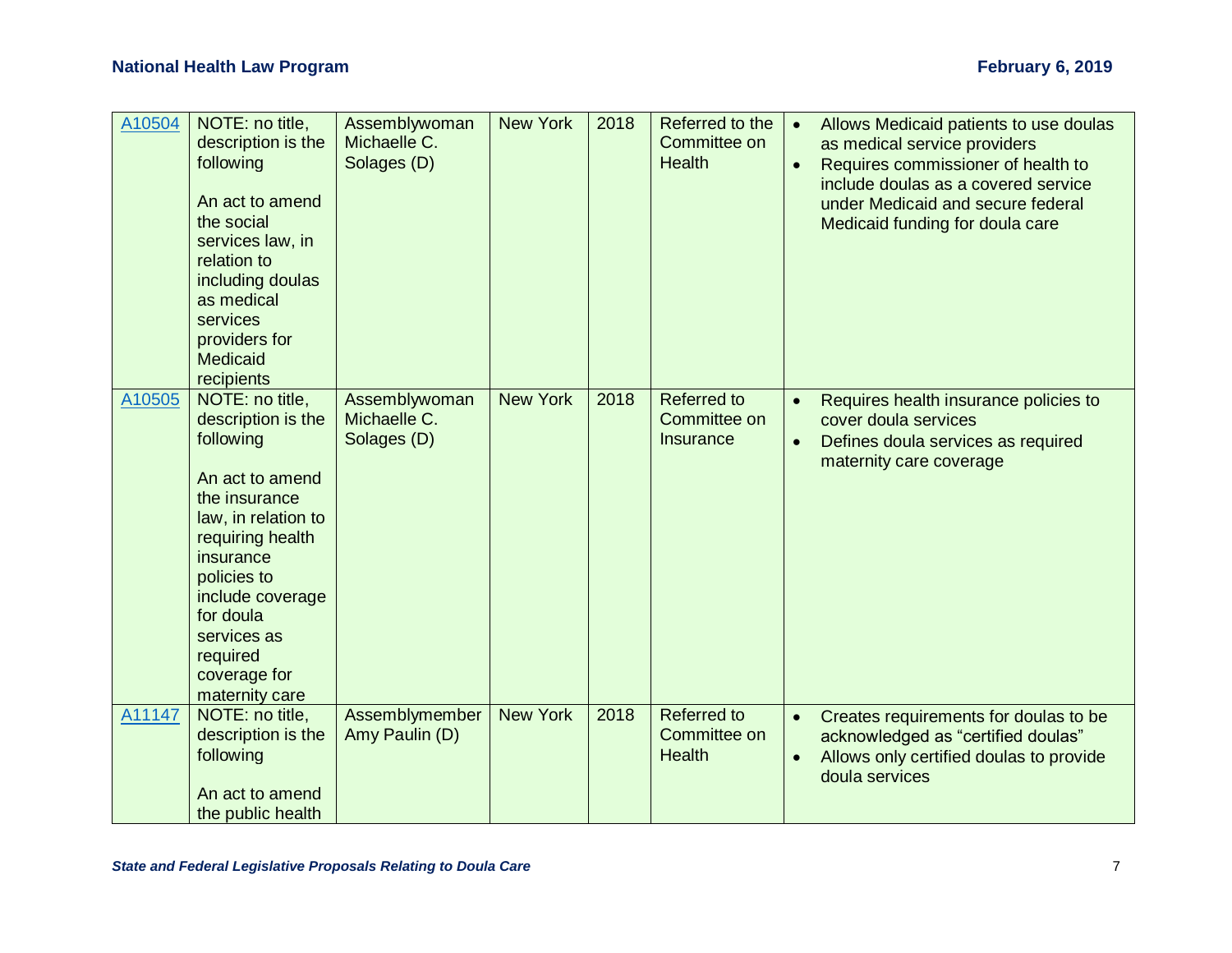| | | | | | | |
|---|---|---|---|---|---|---|
| A10504 | NOTE: no title, description is the following<br><br>An act to amend the social services law, in relation to including doulas as medical services providers for Medicaid recipients | Assemblywoman Michaelle C. Solages (D) | New York | 2018 | Referred to the Committee on Health | • Allows Medicaid patients to use doulas as medical service providers<br>• Requires commissioner of health to include doulas as a covered service under Medicaid and secure federal Medicaid funding for doula care |
| A10505 | NOTE: no title, description is the following<br><br>An act to amend the insurance law, in relation to requiring health insurance policies to include coverage for doula services as required coverage for maternity care | Assemblywoman Michaelle C. Solages (D) | New York | 2018 | Referred to Committee on Insurance | • Requires health insurance policies to cover doula services<br>• Defines doula services as required maternity care coverage |
| A11147 | NOTE: no title, description is the following<br><br>An act to amend the public health | Assemblymember Amy Paulin (D) | New York | 2018 | Referred to Committee on Health | • Creates requirements for doulas to be acknowledged as "certified doulas"<br>• Allows only certified doulas to provide doula services |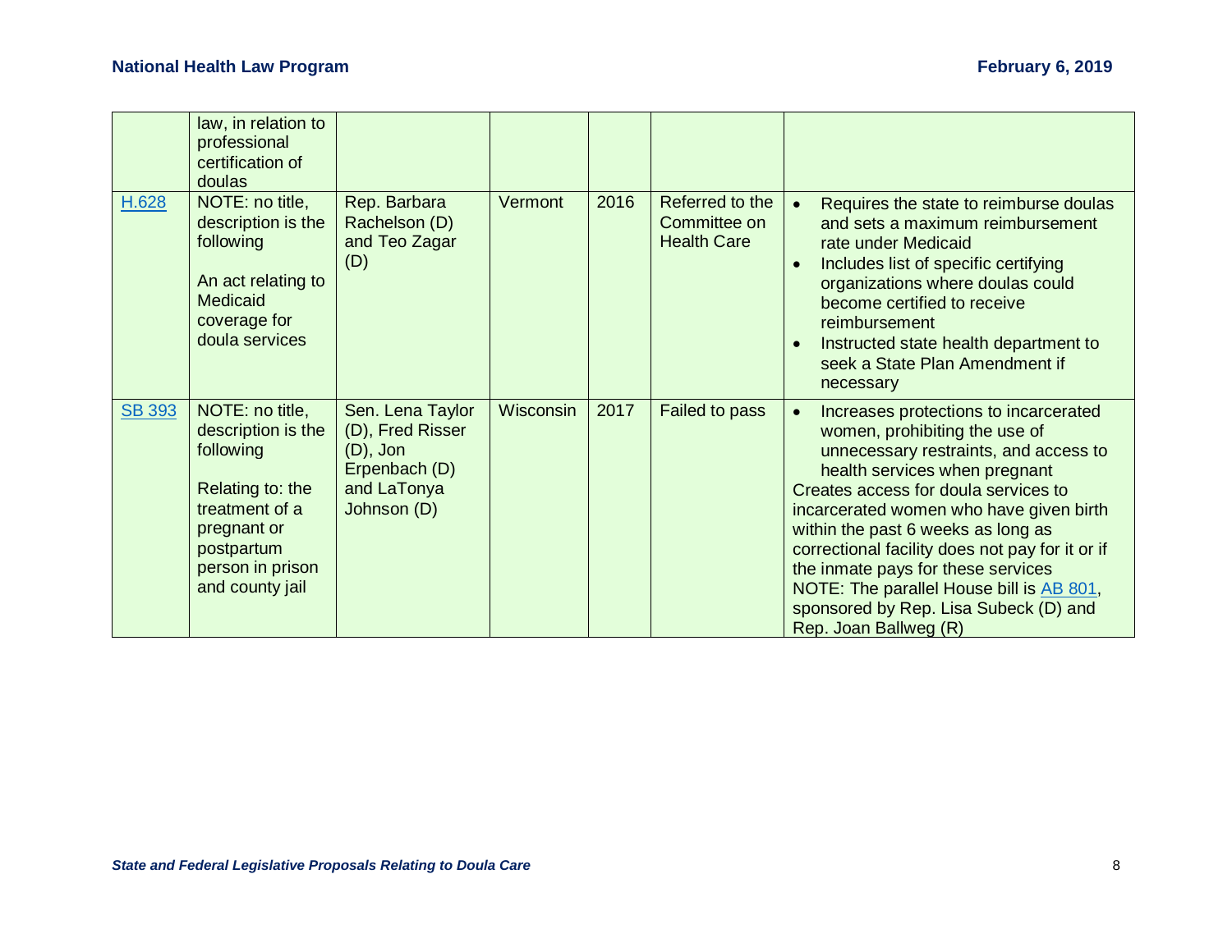| | | | | | | |
|---|---|---|---|---|---|---|
| | law, in relation to professional certification of doulas | | | | | |
| H.628 | NOTE: no title, description is the following<br><br>An act relating to Medicaid coverage for doula services | Rep. Barbara Rachelson (D) and Teo Zagar (D) | Vermont | 2016 | Referred to the Committee on Health Care | • Requires the state to reimburse doulas and sets a maximum reimbursement rate under Medicaid<br>• Includes list of specific certifying organizations where doulas could become certified to receive reimbursement<br>• Instructed state health department to seek a State Plan Amendment if necessary |
| SB 393 | NOTE: no title, description is the following<br><br>Relating to: the treatment of a pregnant or postpartum person in prison and county jail | Sen. Lena Taylor (D), Fred Risser (D), Jon Erpenbach (D) and LaTonya Johnson (D) | Wisconsin | 2017 | Failed to pass | • Increases protections to incarcerated women, prohibiting the use of unnecessary restraints, and access to health services when pregnant<br>Creates access for doula services to incarcerated women who have given birth within the past 6 weeks as long as correctional facility does not pay for it or if the inmate pays for these services<br>NOTE: The parallel House bill is AB 801, sponsored by Rep. Lisa Subeck (D) and Rep. Joan Ballweg (R) |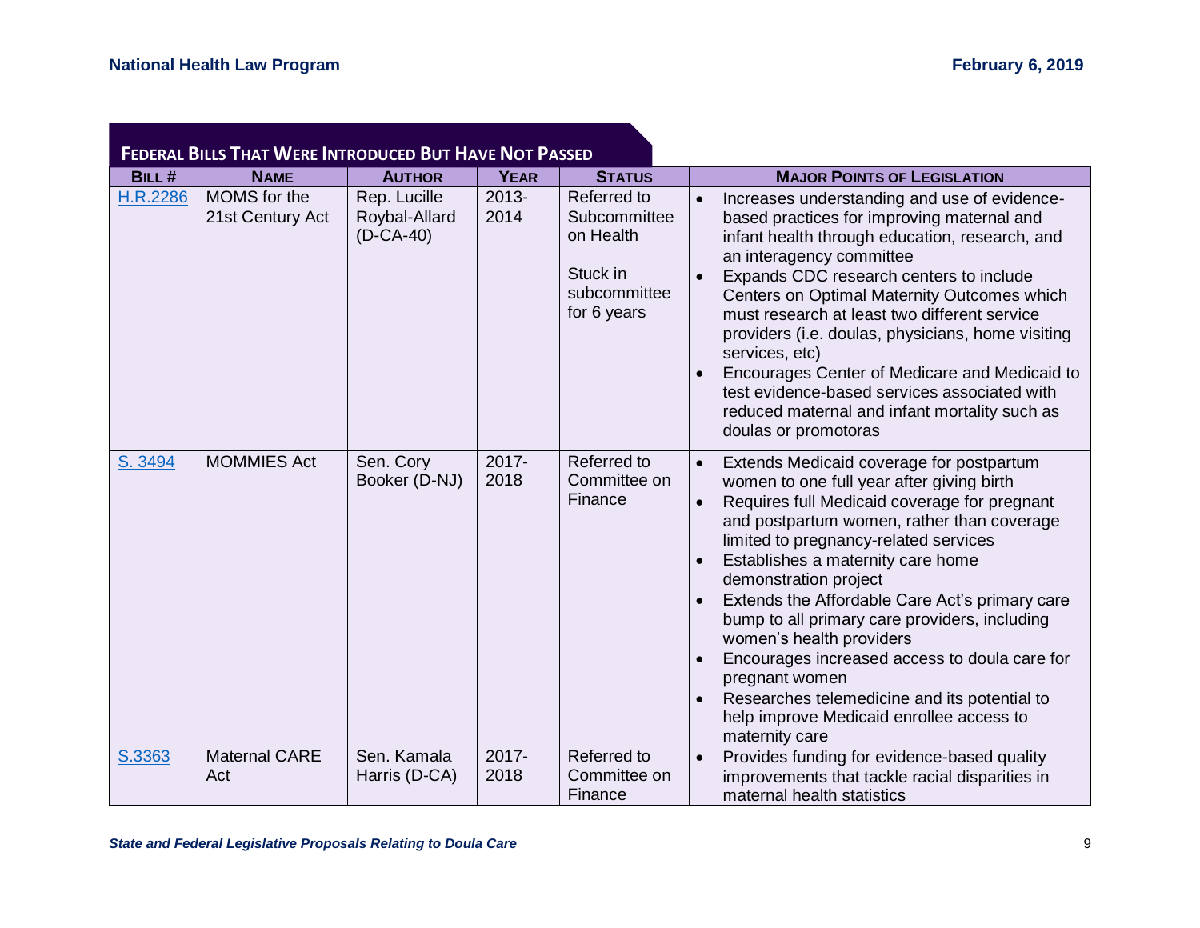## Federal Bills That Were Introduced But Have Not Passed

| Bill # | Name | Author | Year | Status | Major Points of Legislation |
|---|---|---|---|---|---|
| H.R.2286 | MOMS for the 21st Century Act | Rep. Lucille Roybal-Allard (D-CA-40) | 2013-2014 | Referred to Subcommittee on Health<br><br>Stuck in subcommittee for 6 years | • Increases understanding and use of evidence-based practices for improving maternal and infant health through education, research, and an interagency committee<br>• Expands CDC research centers to include Centers on Optimal Maternity Outcomes which must research at least two different service providers (i.e. doulas, physicians, home visiting services, etc)<br>• Encourages Center of Medicare and Medicaid to test evidence-based services associated with reduced maternal and infant mortality such as doulas or promotoras |
| S. 3494 | MOMMIES Act | Sen. Cory Booker (D-NJ) | 2017-2018 | Referred to Committee on Finance | • Extends Medicaid coverage for postpartum women to one full year after giving birth<br>• Requires full Medicaid coverage for pregnant and postpartum women, rather than coverage limited to pregnancy-related services<br>• Establishes a maternity care home demonstration project<br>• Extends the Affordable Care Act's primary care bump to all primary care providers, including women's health providers<br>• Encourages increased access to doula care for pregnant women<br>• Researches telemedicine and its potential to help improve Medicaid enrollee access to maternity care |
| S.3363 | Maternal CARE Act | Sen. Kamala Harris (D-CA) | 2017-2018 | Referred to Committee on Finance | • Provides funding for evidence-based quality improvements that tackle racial disparities in maternal health statistics |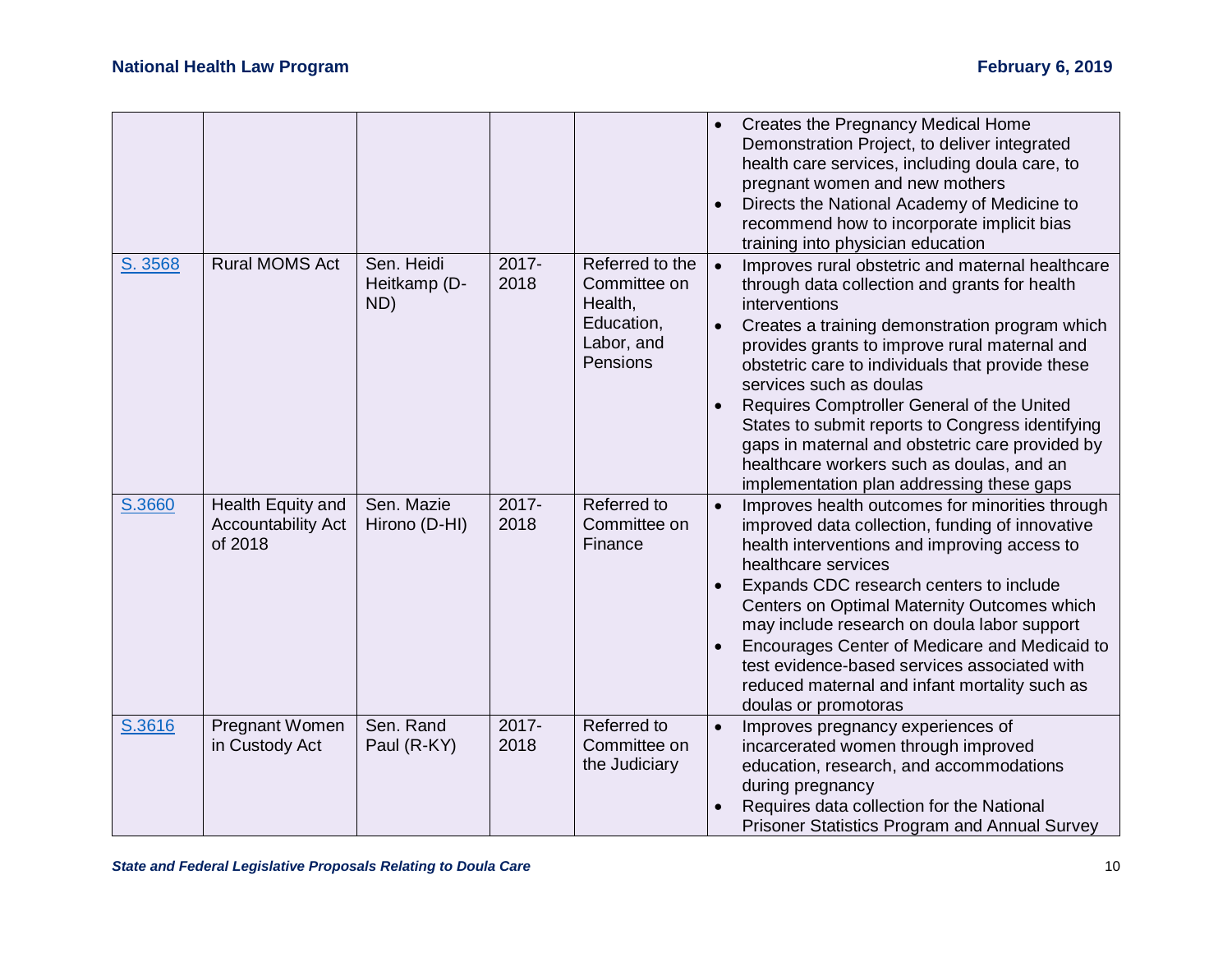| | | | | | |
|---|---|---|---|---|---|
| | | | | | • Creates the Pregnancy Medical Home Demonstration Project, to deliver integrated health care services, including doula care, to pregnant women and new mothers<br>• Directs the National Academy of Medicine to recommend how to incorporate implicit bias training into physician education |
| S. 3568 | Rural MOMS Act | Sen. Heidi Heitkamp (D-ND) | 2017-2018 | Referred to the Committee on Health, Education, Labor, and Pensions | • Improves rural obstetric and maternal healthcare through data collection and grants for health interventions<br>• Creates a training demonstration program which provides grants to improve rural maternal and obstetric care to individuals that provide these services such as doulas<br>• Requires Comptroller General of the United States to submit reports to Congress identifying gaps in maternal and obstetric care provided by healthcare workers such as doulas, and an implementation plan addressing these gaps |
| S.3660 | Health Equity and Accountability Act of 2018 | Sen. Mazie Hirono (D-HI) | 2017-2018 | Referred to Committee on Finance | • Improves health outcomes for minorities through improved data collection, funding of innovative health interventions and improving access to healthcare services<br>• Expands CDC research centers to include Centers on Optimal Maternity Outcomes which may include research on doula labor support<br>• Encourages Center of Medicare and Medicaid to test evidence-based services associated with reduced maternal and infant mortality such as doulas or promotoras |
| S.3616 | Pregnant Women in Custody Act | Sen. Rand Paul (R-KY) | 2017-2018 | Referred to Committee on the Judiciary | • Improves pregnancy experiences of incarcerated women through improved education, research, and accommodations during pregnancy<br>• Requires data collection for the National Prisoner Statistics Program and Annual Survey |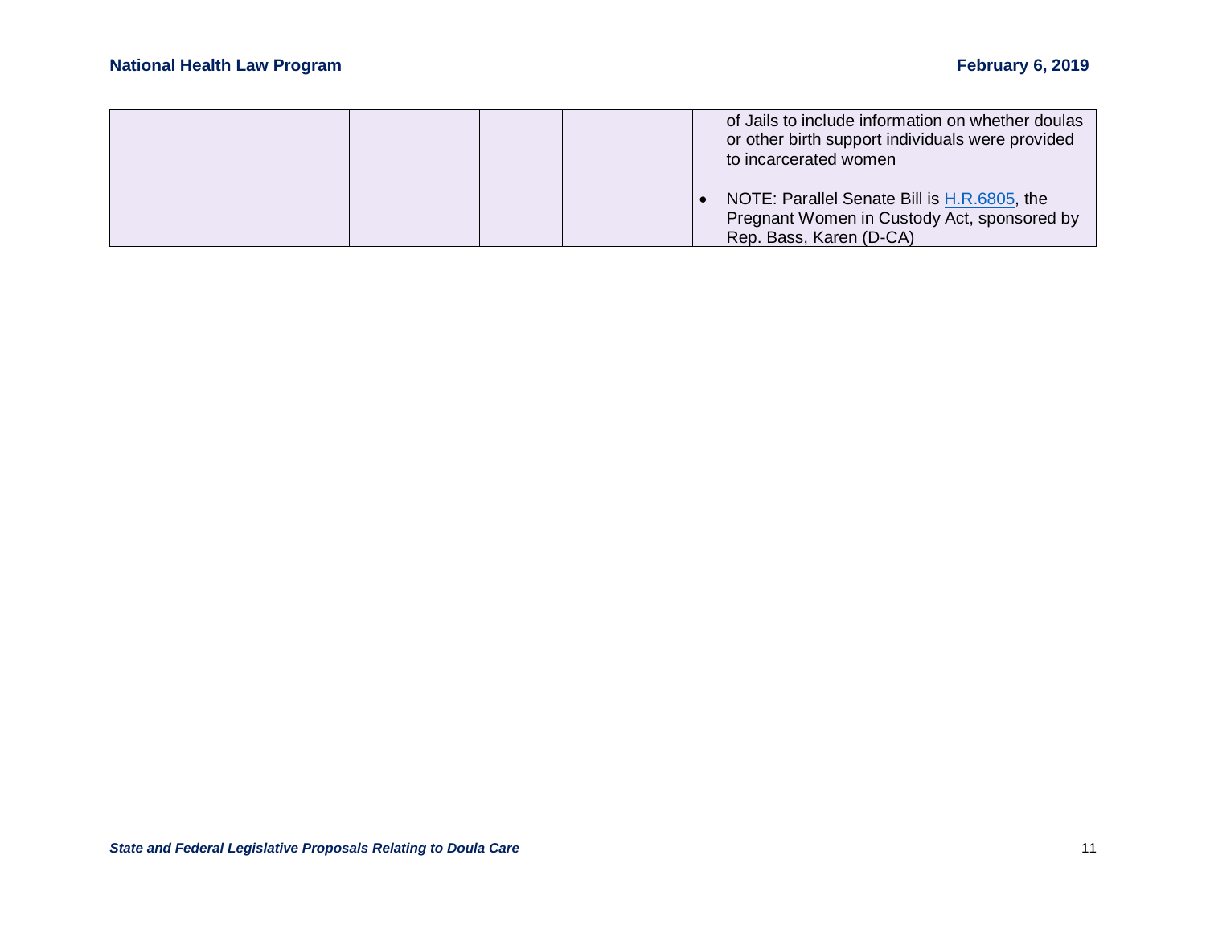| | | | | | |
|---|---|---|---|---|---|
| | | | | | of Jails to include information on whether doulas or other birth support individuals were provided to incarcerated women<br><br>• NOTE: Parallel Senate Bill is [H.R.6805](), the Pregnant Women in Custody Act, sponsored by Rep. Bass, Karen (D-CA) |